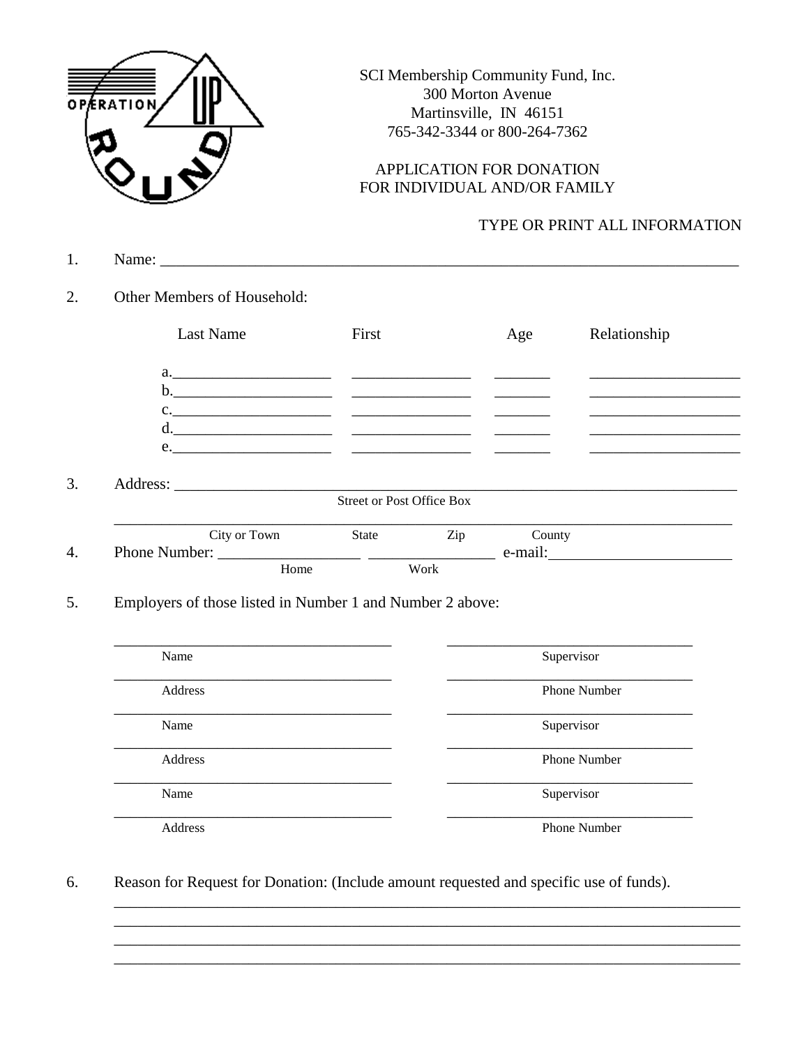OPERATION ROUND UP

SCI Membership Community Fund, Inc.
300 Morton Avenue
Martinsville, IN 46151
765-342-3344 or 800-264-7362

# APPLICATION FOR DONATION FOR INDIVIDUAL AND/OR FAMILY

TYPE OR PRINT ALL INFORMATION

1. Name: ______________________________________________________________________________

2. Other Members of Household:

| | Last Name | First | Age | Relationship |
|---|---|---|---|---|
| a. | ____________________ | _______________ | _______ | ___________________ |
| b. | ____________________ | _______________ | _______ | ___________________ |
| c. | ____________________ | _______________ | _______ | ___________________ |
| d. | ____________________ | _______________ | _______ | ___________________ |
| e. | ____________________ | _______________ | _______ | ___________________ |

3. Address: ___________________________________________________________________________
   Street or Post Office Box

   _______________________________________________________________________________
   City or Town State Zip County

4. Phone Number: __________________ ________________ e-mail:_______________________
   Home Work

5. Employers of those listed in Number 1 and Number 2 above:

| | |
|---|---|
| ____________________________________ <br> Name | ________________________________ <br> Supervisor |
| ____________________________________ <br> Address | ________________________________ <br> Phone Number |
| ____________________________________ <br> Name | ________________________________ <br> Supervisor |
| ____________________________________ <br> Address | ________________________________ <br> Phone Number |
| ____________________________________ <br> Name | ________________________________ <br> Supervisor |
| ____________________________________ <br> Address | ________________________________ <br> Phone Number |

6. Reason for Request for Donation: (Include amount requested and specific use of funds).

   _______________________________________________________________________________
   _______________________________________________________________________________
   _______________________________________________________________________________
   _______________________________________________________________________________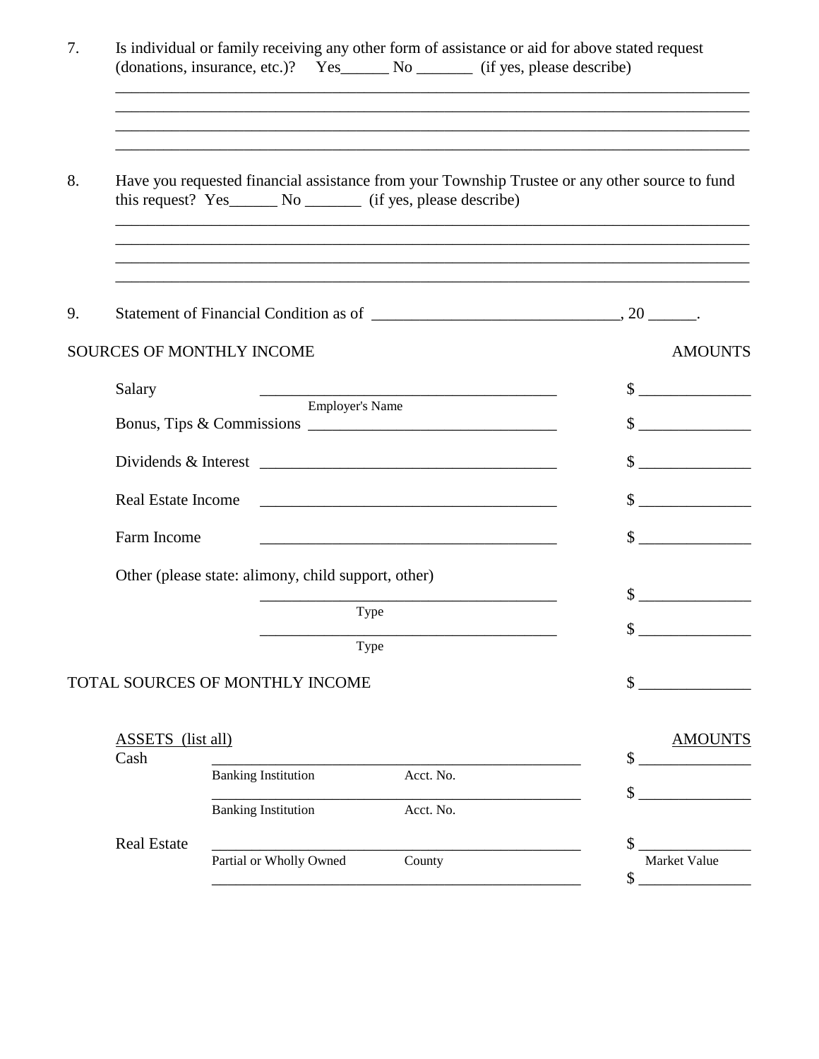7. Is individual or family receiving any other form of assistance or aid for above stated request (donations, insurance, etc.)? Yes______ No _______ (if yes, please describe)

_____________________________________________________________________________
_____________________________________________________________________________
_____________________________________________________________________________
_____________________________________________________________________________

8. Have you requested financial assistance from your Township Trustee or any other source to fund this request? Yes______ No _______ (if yes, please describe)

_____________________________________________________________________________
_____________________________________________________________________________
_____________________________________________________________________________
_____________________________________________________________________________

9. Statement of Financial Condition as of _______________________________, 20 ______.

| SOURCES OF MONTHLY INCOME | | AMOUNTS |
|---|---|---|
| Salary | ______________________________________ <br> Employer's Name | $ ______________ |
| Bonus, Tips & Commissions | ______________________________ | $ ______________ |
| Dividends & Interest | ______________________________________ | $ ______________ |
| Real Estate Income | ______________________________________ | $ ______________ |
| Farm Income | ______________________________________ | $ ______________ |
| Other (please state: alimony, child support, other) | | |
| | ______________________________________ <br> Type | $ ______________ |
| | ______________________________________ <br> Type | $ ______________ |
| TOTAL SOURCES OF MONTHLY INCOME | | $ ______________ |

| ASSETS (list all) | | | AMOUNTS |
|---|---|---|---|
| Cash | ______________________ <br> Banking Institution | ______________________ <br> Acct. No. | $ ______________ |
| | ______________________ <br> Banking Institution | ______________________ <br> Acct. No. | $ ______________ |
| Real Estate | ______________________ <br> Partial or Wholly Owned | ______________________ <br> County | $ ______________ <br> Market Value |
| | ______________________ | ______________________ | $ ______________ |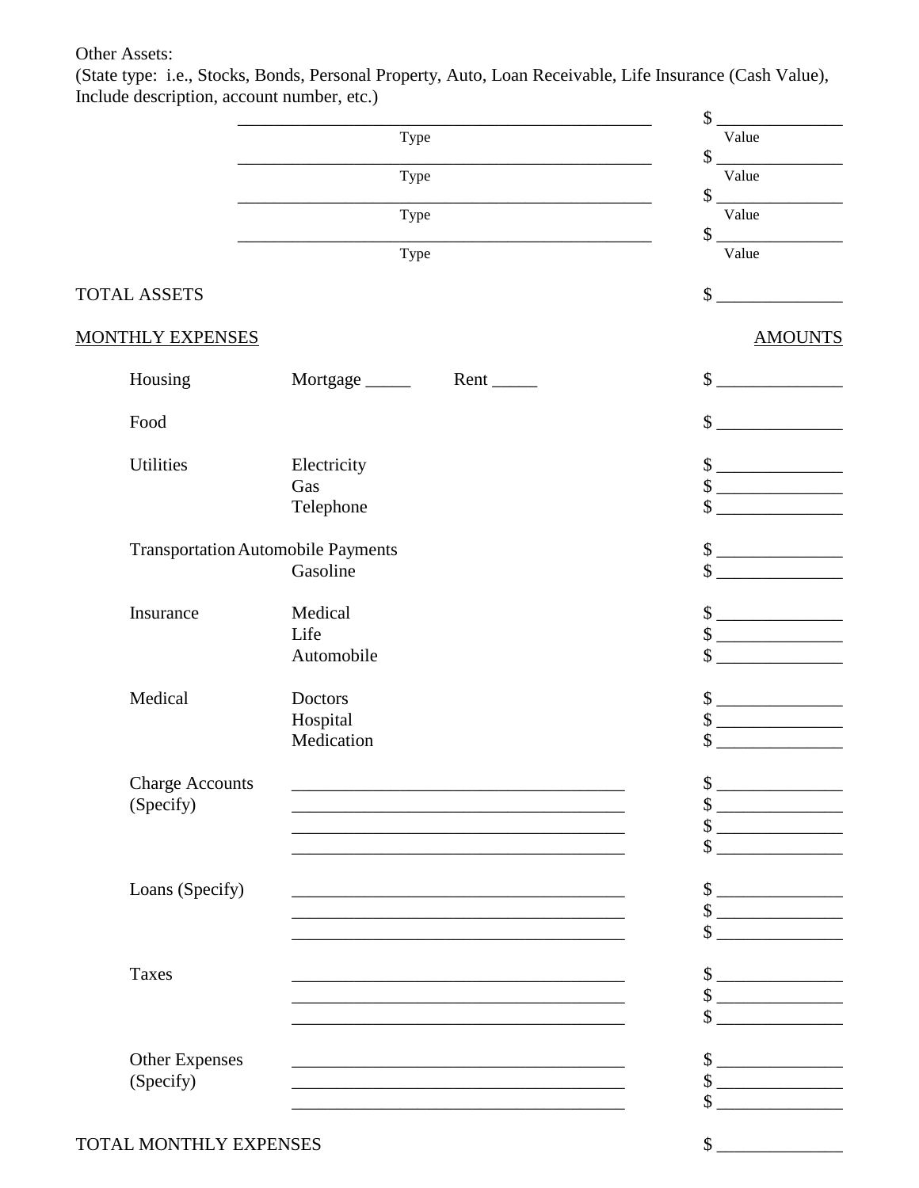Other Assets:
(State type: i.e., Stocks, Bonds, Personal Property, Auto, Loan Receivable, Life Insurance (Cash Value), Include description, account number, etc.)

| Type | Value |
|---|---|
| ______________________________ | $ ____________ |
| ______________________________ | $ ____________ |
| ______________________________ | $ ____________ |
| ______________________________ | $ ____________ |

TOTAL ASSETS $ ____________

| MONTHLY EXPENSES | | AMOUNTS |
|---|---|---|
| Housing | Mortgage _____ Rent _____ | $ ____________ |
| Food | | $ ____________ |
| Utilities | Electricity | $ ____________ |
| | Gas | $ ____________ |
| | Telephone | $ ____________ |
| Transportation | Automobile Payments | $ ____________ |
| | Gasoline | $ ____________ |
| Insurance | Medical | $ ____________ |
| | Life | $ ____________ |
| | Automobile | $ ____________ |
| Medical | Doctors | $ ____________ |
| | Hospital | $ ____________ |
| | Medication | $ ____________ |
| Charge Accounts (Specify) | ______________________________ | $ ____________ |
| | ______________________________ | $ ____________ |
| | ______________________________ | $ ____________ |
| | ______________________________ | $ ____________ |
| Loans (Specify) | ______________________________ | $ ____________ |
| | ______________________________ | $ ____________ |
| | ______________________________ | $ ____________ |
| Taxes | ______________________________ | $ ____________ |
| | ______________________________ | $ ____________ |
| | ______________________________ | $ ____________ |
| Other Expenses (Specify) | ______________________________ | $ ____________ |
| | ______________________________ | $ ____________ |
| | ______________________________ | $ ____________ |

TOTAL MONTHLY EXPENSES $ ____________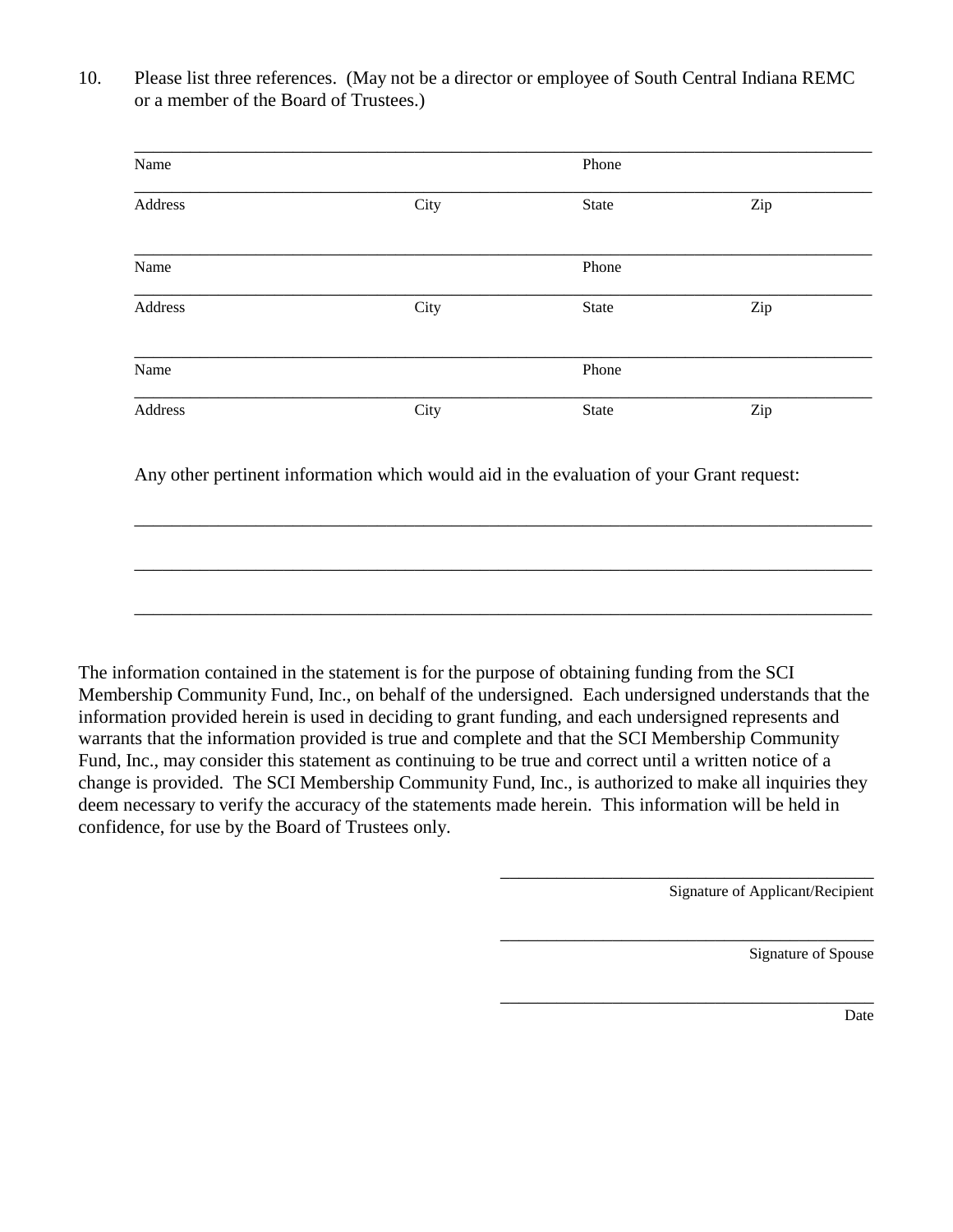10. Please list three references. (May not be a director or employee of South Central Indiana REMC or a member of the Board of Trustees.)

____________________________________________________________________________

Name | Phone

____________________________________________________________________________

Address | City | State | Zip

____________________________________________________________________________

Name | Phone

____________________________________________________________________________

Address | City | State | Zip

____________________________________________________________________________

Name | Phone

____________________________________________________________________________

Address | City | State | Zip

Any other pertinent information which would aid in the evaluation of your Grant request:

____________________________________________________________________________

____________________________________________________________________________

____________________________________________________________________________

The information contained in the statement is for the purpose of obtaining funding from the SCI Membership Community Fund, Inc., on behalf of the undersigned. Each undersigned understands that the information provided herein is used in deciding to grant funding, and each undersigned represents and warrants that the information provided is true and complete and that the SCI Membership Community Fund, Inc., may consider this statement as continuing to be true and correct until a written notice of a change is provided. The SCI Membership Community Fund, Inc., is authorized to make all inquiries they deem necessary to verify the accuracy of the statements made herein. This information will be held in confidence, for use by the Board of Trustees only.

____________________________________________

Signature of Applicant/Recipient

____________________________________________

Signature of Spouse

____________________________________________

Date